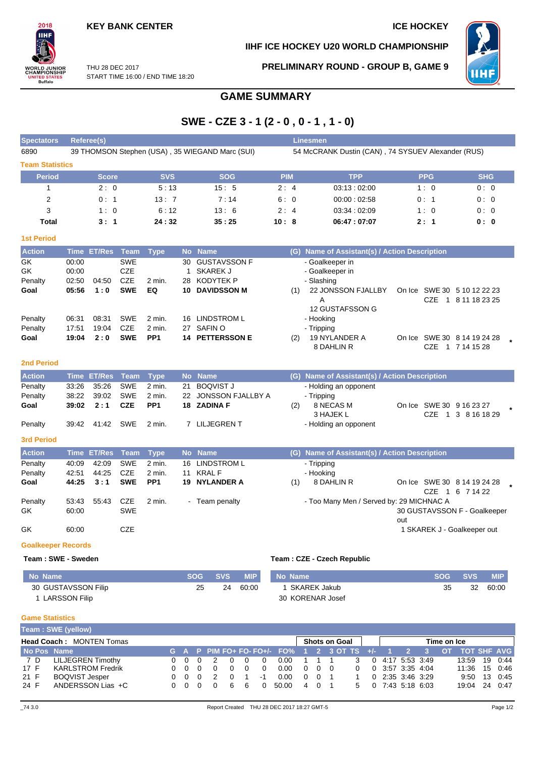KEY BANK CENTER

ICE HOCKEY

IIHF ICE HOCKEY U20 WORLD CHAMPIONSHIP

THU 28 DEC 2017
START TIME 16:00 / END TIME 18:20

PRELIMINARY ROUND - GROUP B, GAME 9

# GAME SUMMARY

## SWE - CZE 3 - 1 (2 - 0 , 0 - 1 , 1 - 0)

| Spectators | Referee(s) | Linesmen |
|---|---|---|
| 6890 | 39 THOMSON Stephen (USA) , 35 WIEGAND Marc (SUI) | 54 McCRANK Dustin (CAN) , 74 SYSUEV Alexander (RUS) |

### Team Statistics

| Period | Score | SVS | SOG | PIM | TPP | PPG | SHG |
|---|---|---|---|---|---|---|---|
| 1 | 2 : 0 | 5 : 13 | 15 : 5 | 2 : 4 | 03:13 : 02:00 | 1 : 0 | 0 : 0 |
| 2 | 0 : 1 | 13 : 7 | 7 : 14 | 6 : 0 | 00:00 : 02:58 | 0 : 1 | 0 : 0 |
| 3 | 1 : 0 | 6 : 12 | 13 : 6 | 2 : 4 | 03:34 : 02:09 | 1 : 0 | 0 : 0 |
| **Total** | **3 : 1** | **24 : 32** | **35 : 25** | **10 : 8** | **06:47 : 07:07** | **2 : 1** | **0 : 0** |

### 1st Period

| Action | Time | ET/Res | Team | Type | No | Name | (G) | Name of Assistant(s) / Action Description | On Ice |
|---|---|---|---|---|---|---|---|---|---|
| GK | 00:00 | | SWE | | 30 | GUSTAVSSON F | | - Goalkeeper in | |
| GK | 00:00 | | CZE | | 1 | SKAREK J | | - Goalkeeper in | |
| Penalty | 02:50 | 04:50 | CZE | 2 min. | 28 | KODYTEK P | | - Slashing | |
| **Goal** | **05:56** | **1 : 0** | **SWE** | **EQ** | **10** | **DAVIDSSON M** | (1) | 22 JONSSON FJALLBY A<br>12 GUSTAFSSON G | SWE 30 5 10 12 22 23<br>CZE 1 8 11 18 23 25 |
| Penalty | 06:31 | 08:31 | SWE | 2 min. | 16 | LINDSTROM L | | - Hooking | |
| Penalty | 17:51 | 19:04 | CZE | 2 min. | 27 | SAFIN O | | - Tripping | |
| **Goal** | **19:04** | **2 : 0** | **SWE** | **PP1** | **14** | **PETTERSSON E** | (2) | 19 NYLANDER A<br>8 DAHLIN R | SWE 30 8 14 19 24 28 *<br>CZE 1 7 14 15 28 |

### 2nd Period

| Action | Time | ET/Res | Team | Type | No | Name | (G) | Name of Assistant(s) / Action Description | On Ice |
|---|---|---|---|---|---|---|---|---|---|
| Penalty | 33:26 | 35:26 | SWE | 2 min. | 21 | BOQVIST J | | - Holding an opponent | |
| Penalty | 38:22 | 39:02 | SWE | 2 min. | 22 | JONSSON FJALLBY A | | - Tripping | |
| **Goal** | **39:02** | **2 : 1** | **CZE** | **PP1** | **18** | **ZADINA F** | (2) | 8 NECAS M<br>3 HAJEK L | SWE 30 9 16 23 27 *<br>CZE 1 3 8 16 18 29 |
| Penalty | 39:42 | 41:42 | SWE | 2 min. | 7 | LILJEGREN T | | - Holding an opponent | |

### 3rd Period

| Action | Time | ET/Res | Team | Type | No | Name | (G) | Name of Assistant(s) / Action Description | On Ice |
|---|---|---|---|---|---|---|---|---|---|
| Penalty | 40:09 | 42:09 | SWE | 2 min. | 16 | LINDSTROM L | | - Tripping | |
| Penalty | 42:51 | 44:25 | CZE | 2 min. | 11 | KRAL F | | - Hooking | |
| **Goal** | **44:25** | **3 : 1** | **SWE** | **PP1** | **19** | **NYLANDER A** | (1) | 8 DAHLIN R | SWE 30 8 14 19 24 28 *<br>CZE 1 6 7 14 22 |
| Penalty | 53:43 | 55:43 | CZE | 2 min. | - | Team penalty | | - Too Many Men / Served by: 29 MICHNAC A | |
| GK | 60:00 | | SWE | | | | | 30 GUSTAVSSON F - Goalkeeper out | |
| GK | 60:00 | | CZE | | | | | 1 SKAREK J - Goalkeeper out | |

### Goalkeeper Records

**Team : SWE - Sweden**

| No | Name | SOG | SVS | MIP |
|---|---|---|---|---|
| 30 | GUSTAVSSON Filip | 25 | 24 | 60:00 |
| 1 | LARSSON Filip | | | |

**Team : CZE - Czech Republic**

| No | Name | SOG | SVS | MIP |
|---|---|---|---|---|
| 1 | SKAREK Jakub | 35 | 32 | 60:00 |
| 30 | KORENAR Josef | | | |

### Game Statistics

**Team : SWE (yellow)**

**Head Coach :** MONTEN Tomas

| No | Pos | Name | G | A | P | PIM | FO+ | FO- | FO+/- | FO% | SOG 1 | SOG 2 | SOG 3 | SOG OT | SOG TS | +/- | TOI 1 | TOI 2 | TOI 3 | TOI OT | TOT | SHF | AVG |
|---|---|---|---|---|---|---|---|---|---|---|---|---|---|---|---|---|---|---|---|---|---|---|---|
| 7 | D | LILJEGREN Timothy | 0 | 0 | 0 | 2 | 0 | 0 | 0 | 0.00 | 1 | 1 | 1 | | 3 | 0 | 4:17 | 5:53 | 3:49 | | 13:59 | 19 | 0:44 |
| 17 | F | KARLSTROM Fredrik | 0 | 0 | 0 | 0 | 0 | 0 | 0 | 0.00 | 0 | 0 | 0 | | 0 | 0 | 3:57 | 3:35 | 4:04 | | 11:36 | 15 | 0:46 |
| 21 | F | BOQVIST Jesper | 0 | 0 | 0 | 2 | 0 | 1 | -1 | 0.00 | 0 | 0 | 1 | | 1 | 0 | 2:35 | 3:46 | 3:29 | | 9:50 | 13 | 0:45 |
| 24 | F | ANDERSSON Lias +C | 0 | 0 | 0 | 0 | 6 | 6 | 0 | 50.00 | 4 | 0 | 1 | | 5 | 0 | 7:43 | 5:18 | 6:03 | | 19:04 | 24 | 0:47 |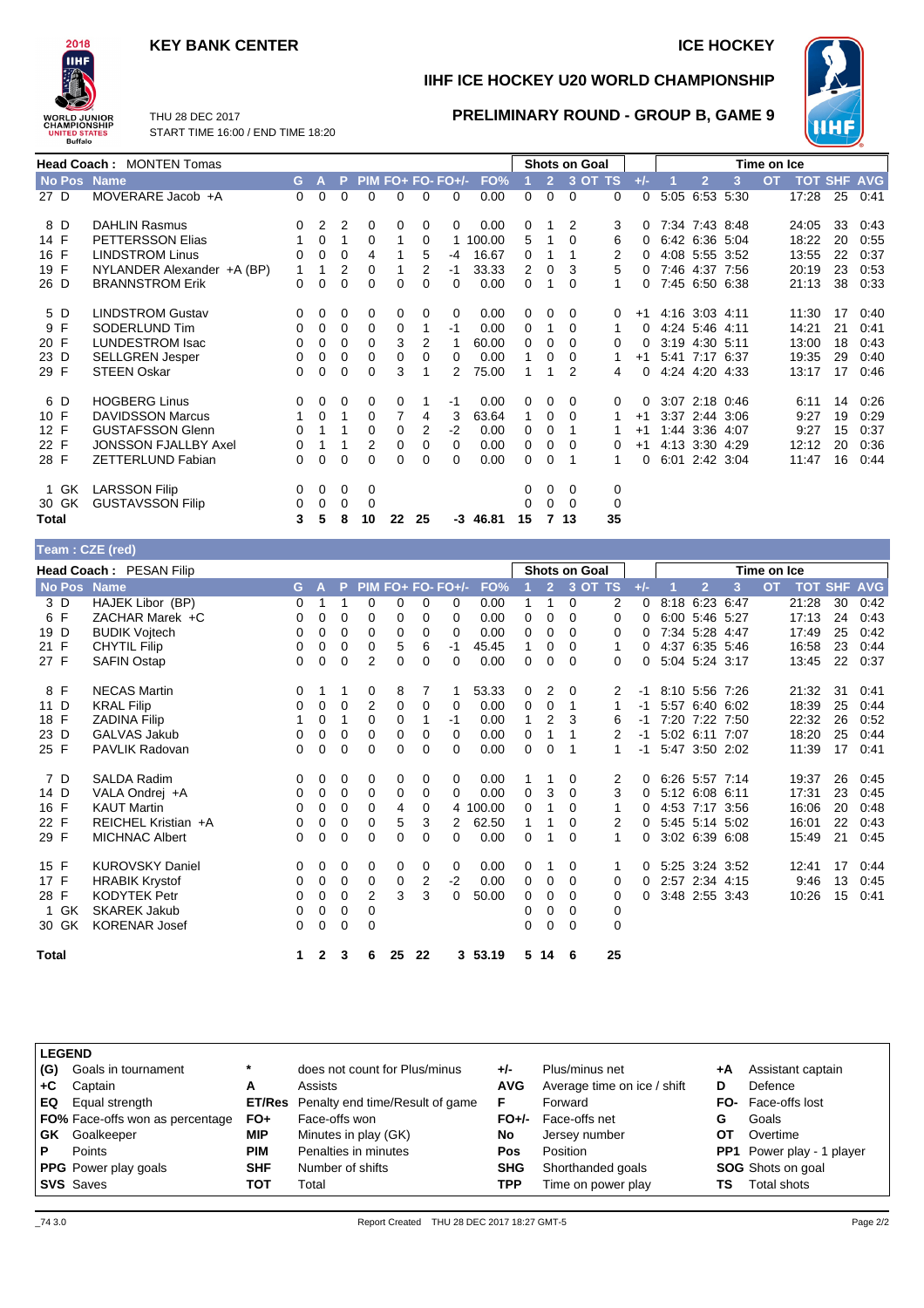**KEY BANK CENTER** **ICE HOCKEY**

# IIHF ICE HOCKEY U20 WORLD CHAMPIONSHIP

## PRELIMINARY ROUND - GROUP B, GAME 9

THU 28 DEC 2017
START TIME 16:00 / END TIME 18:20

**Head Coach : MONTEN Tomas**

| No | Pos | Name | G | A | P | PIM | FO+ | FO- | FO+/- | FO% | Shots 1 | Shots 2 | Shots 3 | Shots OT | Shots TS | +/- | TOI 1 | TOI 2 | TOI 3 | TOI OT | TOT | SHF | AVG |
|---|---|---|---|---|---|---|---|---|---|---|---|---|---|---|---|---|---|---|---|---|---|---|---|
| 27 | D | MOVERARE Jacob +A | 0 | 0 | 0 | 0 | 0 | 0 | 0 | 0.00 | 0 | 0 | 0 | | 0 | 0 | 5:05 | 6:53 | 5:30 | | 17:28 | 25 | 0:41 |
| 8 | D | DAHLIN Rasmus | 0 | 2 | 2 | 0 | 0 | 0 | 0 | 0.00 | 0 | 1 | 2 | | 3 | 0 | 7:34 | 7:43 | 8:48 | | 24:05 | 33 | 0:43 |
| 14 | F | PETTERSSON Elias | 1 | 0 | 1 | 0 | 1 | 0 | 1 | 100.00 | 5 | 1 | 0 | | 6 | 0 | 6:42 | 6:36 | 5:04 | | 18:22 | 20 | 0:55 |
| 16 | F | LINDSTROM Linus | 0 | 0 | 0 | 4 | 1 | 5 | -4 | 16.67 | 0 | 1 | 1 | | 2 | 0 | 4:08 | 5:55 | 3:52 | | 13:55 | 22 | 0:37 |
| 19 | F | NYLANDER Alexander +A (BP) | 1 | 1 | 2 | 0 | 1 | 2 | -1 | 33.33 | 2 | 0 | 3 | | 5 | 0 | 7:46 | 4:37 | 7:56 | | 20:19 | 23 | 0:53 |
| 26 | D | BRANNSTROM Erik | 0 | 0 | 0 | 0 | 0 | 0 | 0 | 0.00 | 0 | 1 | 0 | | 1 | 0 | 7:45 | 6:50 | 6:38 | | 21:13 | 38 | 0:33 |
| 5 | D | LINDSTROM Gustav | 0 | 0 | 0 | 0 | 0 | 0 | 0 | 0.00 | 0 | 0 | 0 | | 0 | +1 | 4:16 | 3:03 | 4:11 | | 11:30 | 17 | 0:40 |
| 9 | F | SODERLUND Tim | 0 | 0 | 0 | 0 | 0 | 1 | -1 | 0.00 | 0 | 1 | 0 | | 1 | 0 | 4:24 | 5:46 | 4:11 | | 14:21 | 21 | 0:41 |
| 20 | F | LUNDESTROM Isac | 0 | 0 | 0 | 0 | 3 | 2 | 1 | 60.00 | 0 | 0 | 0 | | 0 | 0 | 3:19 | 4:30 | 5:11 | | 13:00 | 18 | 0:43 |
| 23 | D | SELLGREN Jesper | 0 | 0 | 0 | 0 | 0 | 0 | 0 | 0.00 | 1 | 0 | 0 | | 1 | +1 | 5:41 | 7:17 | 6:37 | | 19:35 | 29 | 0:40 |
| 29 | F | STEEN Oskar | 0 | 0 | 0 | 0 | 3 | 1 | 2 | 75.00 | 1 | 1 | 2 | | 4 | 0 | 4:24 | 4:20 | 4:33 | | 13:17 | 17 | 0:46 |
| 6 | D | HOGBERG Linus | 0 | 0 | 0 | 0 | 0 | 1 | -1 | 0.00 | 0 | 0 | 0 | | 0 | 0 | 3:07 | 2:18 | 0:46 | | 6:11 | 14 | 0:26 |
| 10 | F | DAVIDSSON Marcus | 1 | 0 | 1 | 0 | 7 | 4 | 3 | 63.64 | 1 | 0 | 0 | | 1 | +1 | 3:37 | 2:44 | 3:06 | | 9:27 | 19 | 0:29 |
| 12 | F | GUSTAFSSON Glenn | 0 | 1 | 1 | 0 | 0 | 2 | -2 | 0.00 | 0 | 0 | 1 | | 1 | +1 | 1:44 | 3:36 | 4:07 | | 9:27 | 15 | 0:37 |
| 22 | F | JONSSON FJALLBY Axel | 0 | 1 | 1 | 2 | 0 | 0 | 0 | 0.00 | 0 | 0 | 0 | | 0 | +1 | 4:13 | 3:30 | 4:29 | | 12:12 | 20 | 0:36 |
| 28 | F | ZETTERLUND Fabian | 0 | 0 | 0 | 0 | 0 | 0 | 0 | 0.00 | 0 | 0 | 1 | | 1 | 0 | 6:01 | 2:42 | 3:04 | | 11:47 | 16 | 0:44 |
| 1 | GK | LARSSON Filip | 0 | 0 | 0 | 0 | | | | | 0 | 0 | 0 | | 0 | | | | | | | | |
| 30 | GK | GUSTAVSSON Filip | 0 | 0 | 0 | 0 | | | | | 0 | 0 | 0 | | 0 | | | | | | | | |
| **Total** | | | **3** | **5** | **8** | **10** | **22** | **25** | **-3** | **46.81** | **15** | **7** | **13** | | **35** | | | | | | | | |

**Team : CZE (red)**

**Head Coach : PESAN Filip**

| No | Pos | Name | G | A | P | PIM | FO+ | FO- | FO+/- | FO% | Shots 1 | Shots 2 | Shots 3 | Shots OT | Shots TS | +/- | TOI 1 | TOI 2 | TOI 3 | TOI OT | TOT | SHF | AVG |
|---|---|---|---|---|---|---|---|---|---|---|---|---|---|---|---|---|---|---|---|---|---|---|---|
| 3 | D | HAJEK Libor (BP) | 0 | 1 | 1 | 0 | 0 | 0 | 0 | 0.00 | 1 | 1 | 0 | | 2 | 0 | 8:18 | 6:23 | 6:47 | | 21:28 | 30 | 0:42 |
| 6 | F | ZACHAR Marek +C | 0 | 0 | 0 | 0 | 0 | 0 | 0 | 0.00 | 0 | 0 | 0 | | 0 | 0 | 6:00 | 5:46 | 5:27 | | 17:13 | 24 | 0:43 |
| 19 | D | BUDIK Vojtech | 0 | 0 | 0 | 0 | 0 | 0 | 0 | 0.00 | 0 | 0 | 0 | | 0 | 0 | 7:34 | 5:28 | 4:47 | | 17:49 | 25 | 0:42 |
| 21 | F | CHYTIL Filip | 0 | 0 | 0 | 0 | 5 | 6 | -1 | 45.45 | 1 | 0 | 0 | | 1 | 0 | 4:37 | 6:35 | 5:46 | | 16:58 | 23 | 0:44 |
| 27 | F | SAFIN Ostap | 0 | 0 | 0 | 2 | 0 | 0 | 0 | 0.00 | 0 | 0 | 0 | | 0 | 0 | 5:04 | 5:24 | 3:17 | | 13:45 | 22 | 0:37 |
| 8 | F | NECAS Martin | 0 | 1 | 1 | 0 | 8 | 7 | 1 | 53.33 | 0 | 2 | 0 | | 2 | -1 | 8:10 | 5:56 | 7:26 | | 21:32 | 31 | 0:41 |
| 11 | D | KRAL Filip | 0 | 0 | 0 | 2 | 0 | 0 | 0 | 0.00 | 0 | 0 | 1 | | 1 | -1 | 5:57 | 6:40 | 6:02 | | 18:39 | 25 | 0:44 |
| 18 | F | ZADINA Filip | 1 | 0 | 1 | 0 | 0 | 1 | -1 | 0.00 | 1 | 2 | 3 | | 6 | -1 | 7:20 | 7:22 | 7:50 | | 22:32 | 26 | 0:52 |
| 23 | D | GALVAS Jakub | 0 | 0 | 0 | 0 | 0 | 0 | 0 | 0.00 | 0 | 1 | 1 | | 2 | -1 | 5:02 | 6:11 | 7:07 | | 18:20 | 25 | 0:44 |
| 25 | F | PAVLIK Radovan | 0 | 0 | 0 | 0 | 0 | 0 | 0 | 0.00 | 0 | 0 | 1 | | 1 | -1 | 5:47 | 3:50 | 2:02 | | 11:39 | 17 | 0:41 |
| 7 | D | SALDA Radim | 0 | 0 | 0 | 0 | 0 | 0 | 0 | 0.00 | 1 | 1 | 0 | | 2 | 0 | 6:26 | 5:57 | 7:14 | | 19:37 | 26 | 0:45 |
| 14 | D | VALA Ondrej +A | 0 | 0 | 0 | 0 | 0 | 0 | 0 | 0.00 | 0 | 3 | 0 | | 3 | 0 | 5:12 | 6:08 | 6:11 | | 17:31 | 23 | 0:45 |
| 16 | F | KAUT Martin | 0 | 0 | 0 | 0 | 4 | 0 | 4 | 100.00 | 0 | 1 | 0 | | 1 | 0 | 4:53 | 7:17 | 3:56 | | 16:06 | 20 | 0:48 |
| 22 | F | REICHEL Kristian +A | 0 | 0 | 0 | 0 | 5 | 3 | 2 | 62.50 | 1 | 1 | 0 | | 2 | 0 | 5:45 | 5:14 | 5:02 | | 16:01 | 22 | 0:43 |
| 29 | F | MICHNAC Albert | 0 | 0 | 0 | 0 | 0 | 0 | 0 | 0.00 | 0 | 1 | 0 | | 1 | 0 | 3:02 | 6:39 | 6:08 | | 15:49 | 21 | 0:45 |
| 15 | F | KUROVSKY Daniel | 0 | 0 | 0 | 0 | 0 | 0 | 0 | 0.00 | 0 | 1 | 0 | | 1 | 0 | 5:25 | 3:24 | 3:52 | | 12:41 | 17 | 0:44 |
| 17 | F | HRABIK Krystof | 0 | 0 | 0 | 0 | 0 | 2 | -2 | 0.00 | 0 | 0 | 0 | | 0 | 0 | 2:57 | 2:34 | 4:15 | | 9:46 | 13 | 0:45 |
| 28 | F | KODYTEK Petr | 0 | 0 | 0 | 2 | 3 | 3 | 0 | 50.00 | 0 | 0 | 0 | | 0 | 0 | 3:48 | 2:55 | 3:43 | | 10:26 | 15 | 0:41 |
| 1 | GK | SKAREK Jakub | 0 | 0 | 0 | 0 | | | | | 0 | 0 | 0 | | 0 | | | | | | | | |
| 30 | GK | KORENAR Josef | 0 | 0 | 0 | 0 | | | | | 0 | 0 | 0 | | 0 | | | | | | | | |
| **Total** | | | **1** | **2** | **3** | **6** | **25** | **22** | **3** | **53.19** | **5** | **14** | **6** | | **25** | | | | | | | | |

**LEGEND**

| | | | | | | | |
|---|---|---|---|---|---|---|---|
| (G) | Goals in tournament | * | does not count for Plus/minus | +/- | Plus/minus net | +A | Assistant captain |
| +C | Captain | A | Assists | AVG | Average time on ice / shift | D | Defence |
| EQ | Equal strength | ET/Res | Penalty end time/Result of game | F | Forward | FO- | Face-offs lost |
| FO% | Face-offs won as percentage | FO+ | Face-offs won | FO+/- | Face-offs net | G | Goals |
| GK | Goalkeeper | MIP | Minutes in play (GK) | No | Jersey number | OT | Overtime |
| P | Points | PIM | Penalties in minutes | Pos | Position | PP1 | Power play - 1 player |
| PPG | Power play goals | SHF | Number of shifts | SHG | Shorthanded goals | SOG | Shots on goal |
| SVS | Saves | TOT | Total | TPP | Time on power play | TS | Total shots |

_74 3.0 Report Created THU 28 DEC 2017 18:27 GMT-5